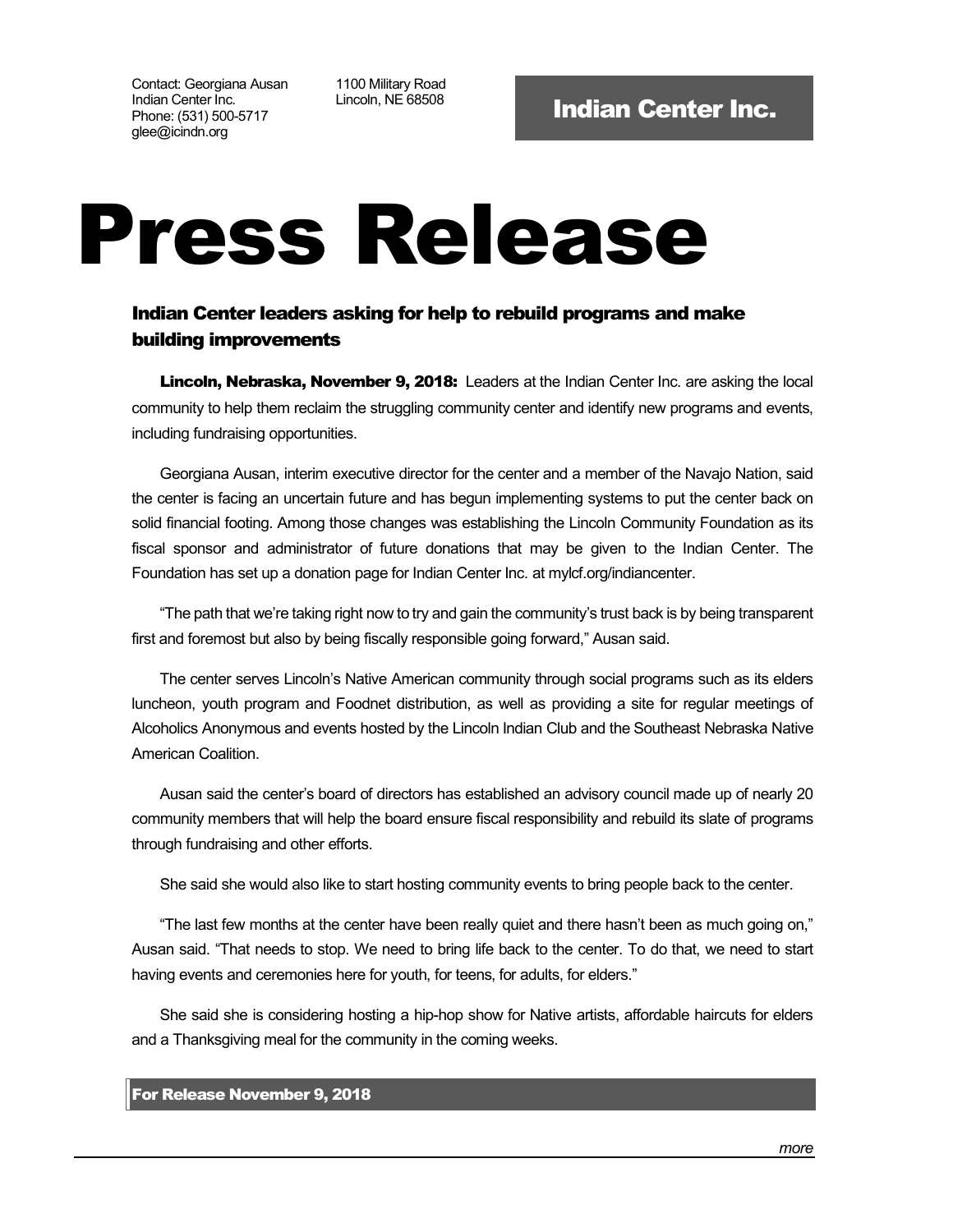Contact: Georgiana Ausan
Indian Center Inc.
Phone: (531) 500-5717
glee@icindn.org

1100 Military Road
Lincoln, NE 68508

**Indian Center Inc.**

# Press Release

## Indian Center leaders asking for help to rebuild programs and make building improvements

**Lincoln, Nebraska, November 9, 2018:** Leaders at the Indian Center Inc. are asking the local community to help them reclaim the struggling community center and identify new programs and events, including fundraising opportunities.

Georgiana Ausan, interim executive director for the center and a member of the Navajo Nation, said the center is facing an uncertain future and has begun implementing systems to put the center back on solid financial footing. Among those changes was establishing the Lincoln Community Foundation as its fiscal sponsor and administrator of future donations that may be given to the Indian Center. The Foundation has set up a donation page for Indian Center Inc. at mylcf.org/indiancenter.

"The path that we're taking right now to try and gain the community's trust back is by being transparent first and foremost but also by being fiscally responsible going forward," Ausan said.

The center serves Lincoln's Native American community through social programs such as its elders luncheon, youth program and Foodnet distribution, as well as providing a site for regular meetings of Alcoholics Anonymous and events hosted by the Lincoln Indian Club and the Southeast Nebraska Native American Coalition.

Ausan said the center's board of directors has established an advisory council made up of nearly 20 community members that will help the board ensure fiscal responsibility and rebuild its slate of programs through fundraising and other efforts.

She said she would also like to start hosting community events to bring people back to the center.

"The last few months at the center have been really quiet and there hasn't been as much going on," Ausan said. "That needs to stop. We need to bring life back to the center. To do that, we need to start having events and ceremonies here for youth, for teens, for adults, for elders."

She said she is considering hosting a hip-hop show for Native artists, affordable haircuts for elders and a Thanksgiving meal for the community in the coming weeks.

**For Release November 9, 2018**

*more*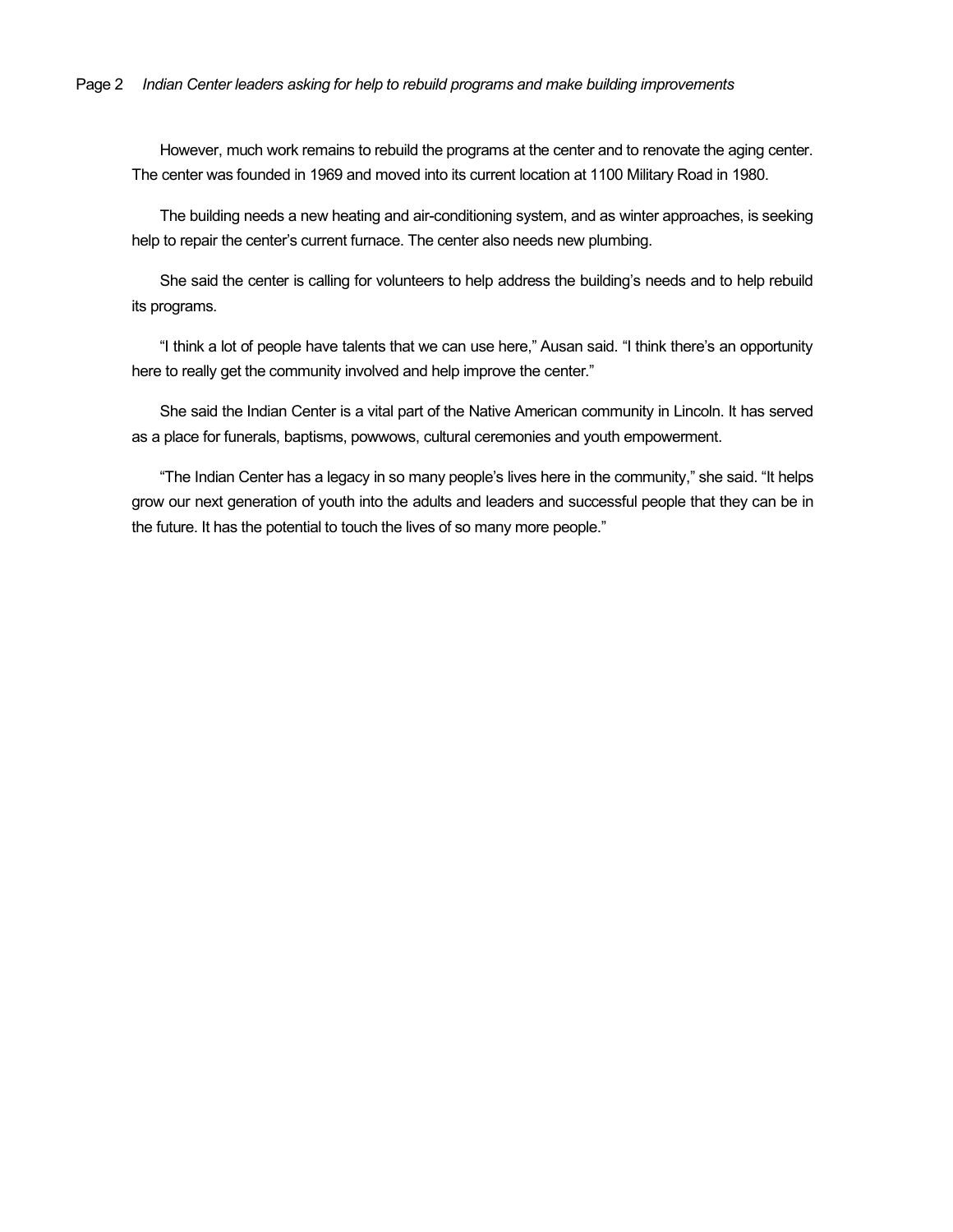However, much work remains to rebuild the programs at the center and to renovate the aging center. The center was founded in 1969 and moved into its current location at 1100 Military Road in 1980.

The building needs a new heating and air-conditioning system, and as winter approaches, is seeking help to repair the center's current furnace. The center also needs new plumbing.

She said the center is calling for volunteers to help address the building's needs and to help rebuild its programs.

"I think a lot of people have talents that we can use here," Ausan said. "I think there's an opportunity here to really get the community involved and help improve the center."

She said the Indian Center is a vital part of the Native American community in Lincoln. It has served as a place for funerals, baptisms, powwows, cultural ceremonies and youth empowerment.

"The Indian Center has a legacy in so many people's lives here in the community," she said. "It helps grow our next generation of youth into the adults and leaders and successful people that they can be in the future. It has the potential to touch the lives of so many more people."